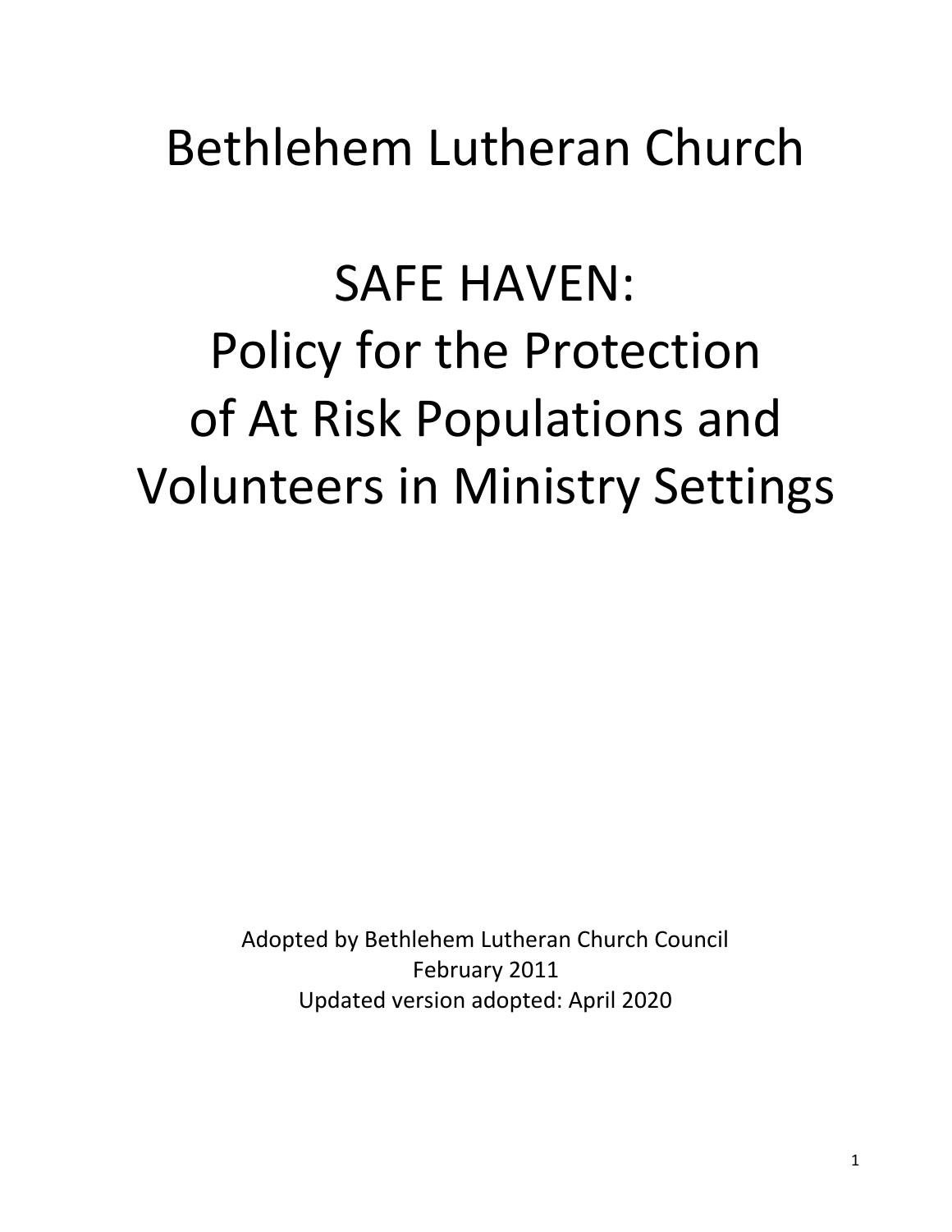# Bethlehem Lutheran Church

# SAFE HAVEN:
# Policy for the Protection of At Risk Populations and Volunteers in Ministry Settings

Adopted by Bethlehem Lutheran Church Council
February 2011
Updated version adopted: April 2020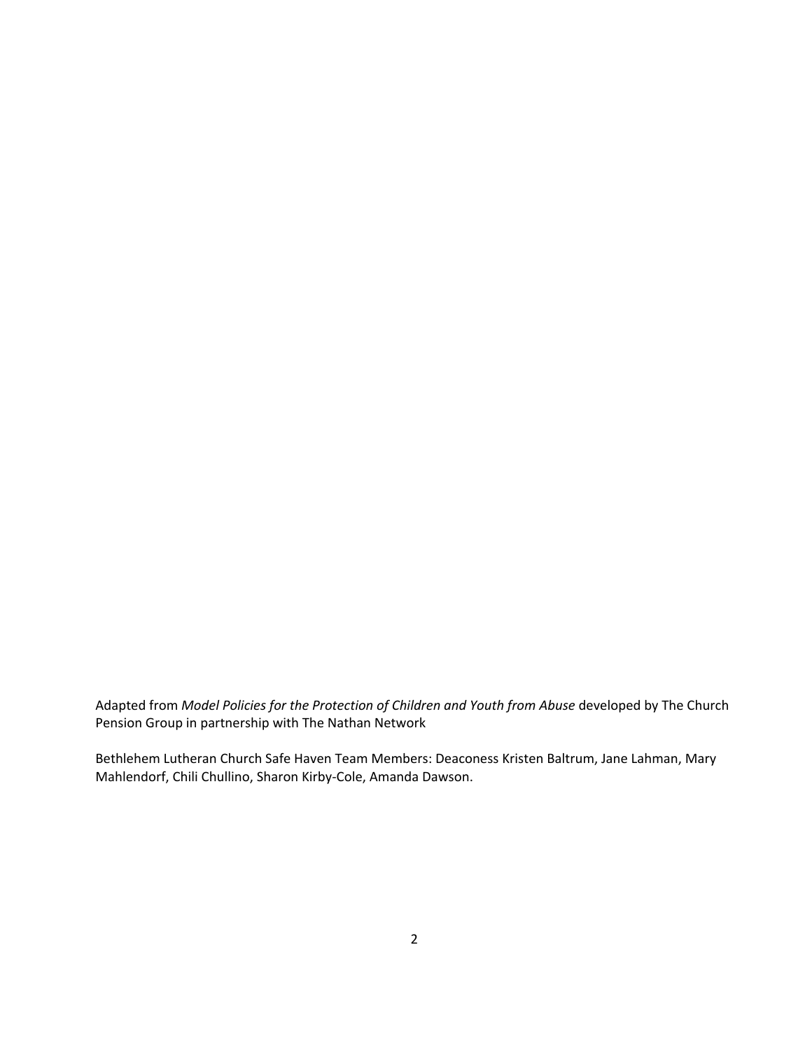Adapted from *Model Policies for the Protection of Children and Youth from Abuse* developed by The Church Pension Group in partnership with The Nathan Network

Bethlehem Lutheran Church Safe Haven Team Members: Deaconess Kristen Baltrum, Jane Lahman, Mary Mahlendorf, Chili Chullino, Sharon Kirby-Cole, Amanda Dawson.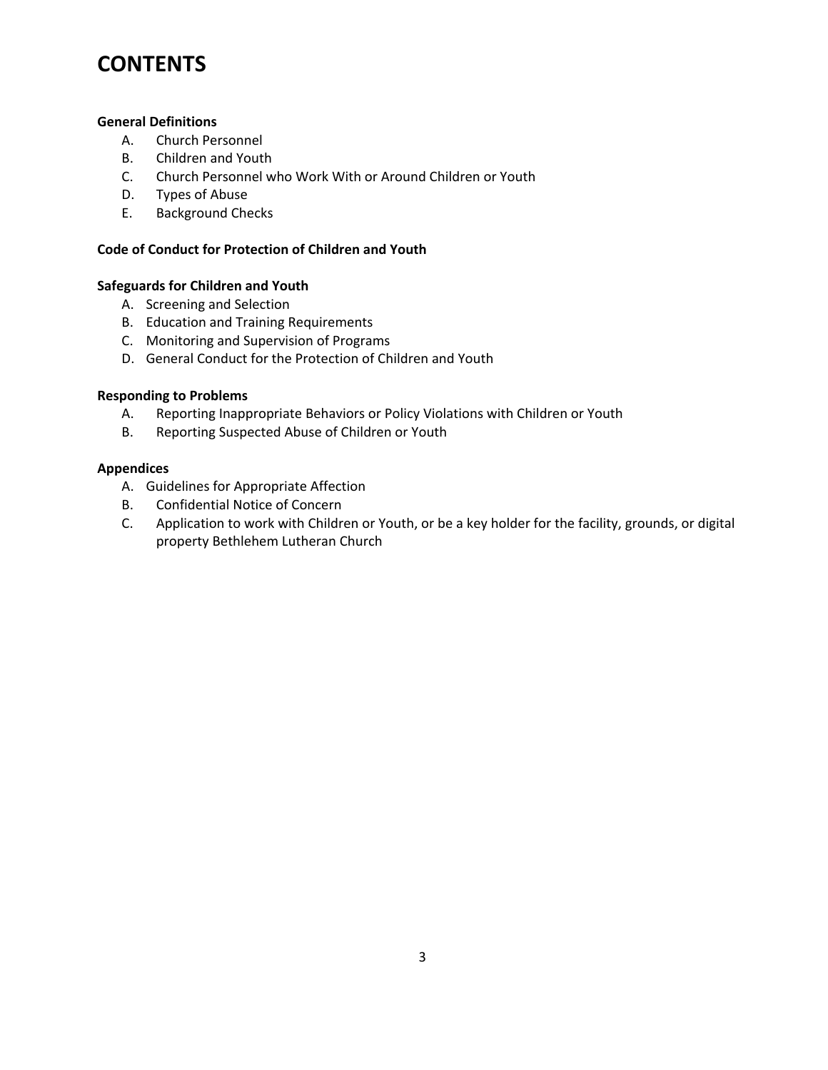# CONTENTS

**General Definitions**

A. Church Personnel
B. Children and Youth
C. Church Personnel who Work With or Around Children or Youth
D. Types of Abuse
E. Background Checks

**Code of Conduct for Protection of Children and Youth**

**Safeguards for Children and Youth**

A. Screening and Selection
B. Education and Training Requirements
C. Monitoring and Supervision of Programs
D. General Conduct for the Protection of Children and Youth

**Responding to Problems**

A. Reporting Inappropriate Behaviors or Policy Violations with Children or Youth
B. Reporting Suspected Abuse of Children or Youth

**Appendices**

A. Guidelines for Appropriate Affection
B. Confidential Notice of Concern
C. Application to work with Children or Youth, or be a key holder for the facility, grounds, or digital property Bethlehem Lutheran Church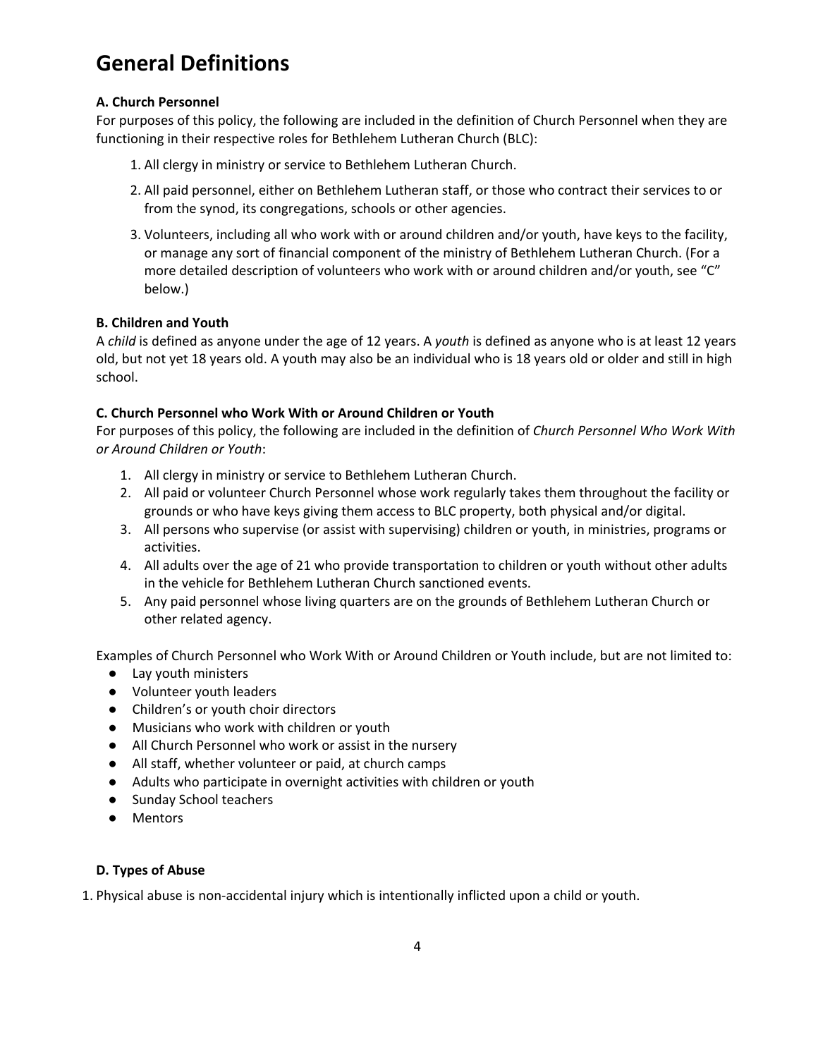# General Definitions

**A. Church Personnel**

For purposes of this policy, the following are included in the definition of Church Personnel when they are functioning in their respective roles for Bethlehem Lutheran Church (BLC):

1. All clergy in ministry or service to Bethlehem Lutheran Church.
2. All paid personnel, either on Bethlehem Lutheran staff, or those who contract their services to or from the synod, its congregations, schools or other agencies.
3. Volunteers, including all who work with or around children and/or youth, have keys to the facility, or manage any sort of financial component of the ministry of Bethlehem Lutheran Church. (For a more detailed description of volunteers who work with or around children and/or youth, see "C" below.)

**B. Children and Youth**

A *child* is defined as anyone under the age of 12 years. A *youth* is defined as anyone who is at least 12 years old, but not yet 18 years old. A youth may also be an individual who is 18 years old or older and still in high school.

**C. Church Personnel who Work With or Around Children or Youth**

For purposes of this policy, the following are included in the definition of *Church Personnel Who Work With or Around Children or Youth*:

1. All clergy in ministry or service to Bethlehem Lutheran Church.
2. All paid or volunteer Church Personnel whose work regularly takes them throughout the facility or grounds or who have keys giving them access to BLC property, both physical and/or digital.
3. All persons who supervise (or assist with supervising) children or youth, in ministries, programs or activities.
4. All adults over the age of 21 who provide transportation to children or youth without other adults in the vehicle for Bethlehem Lutheran Church sanctioned events.
5. Any paid personnel whose living quarters are on the grounds of Bethlehem Lutheran Church or other related agency.

Examples of Church Personnel who Work With or Around Children or Youth include, but are not limited to:

- Lay youth ministers
- Volunteer youth leaders
- Children's or youth choir directors
- Musicians who work with children or youth
- All Church Personnel who work or assist in the nursery
- All staff, whether volunteer or paid, at church camps
- Adults who participate in overnight activities with children or youth
- Sunday School teachers
- Mentors

**D. Types of Abuse**

1. Physical abuse is non-accidental injury which is intentionally inflicted upon a child or youth.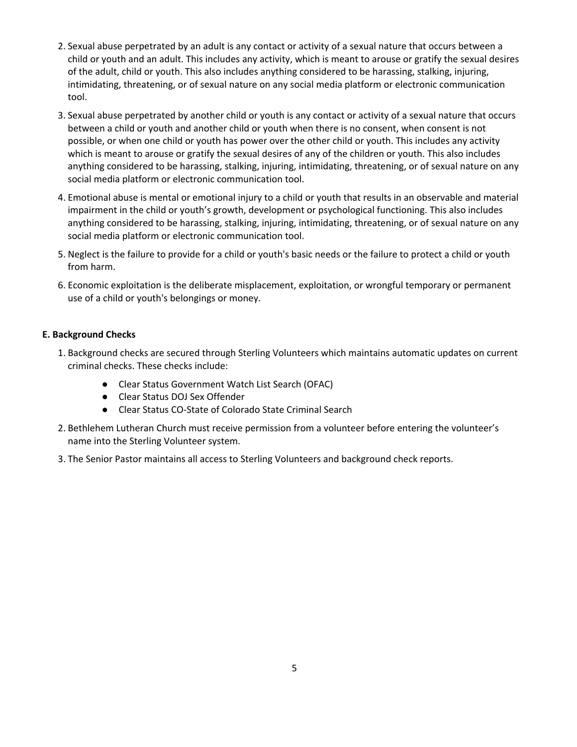2. Sexual abuse perpetrated by an adult is any contact or activity of a sexual nature that occurs between a child or youth and an adult. This includes any activity, which is meant to arouse or gratify the sexual desires of the adult, child or youth. This also includes anything considered to be harassing, stalking, injuring, intimidating, threatening, or of sexual nature on any social media platform or electronic communication tool.
3. Sexual abuse perpetrated by another child or youth is any contact or activity of a sexual nature that occurs between a child or youth and another child or youth when there is no consent, when consent is not possible, or when one child or youth has power over the other child or youth. This includes any activity which is meant to arouse or gratify the sexual desires of any of the children or youth. This also includes anything considered to be harassing, stalking, injuring, intimidating, threatening, or of sexual nature on any social media platform or electronic communication tool.
4. Emotional abuse is mental or emotional injury to a child or youth that results in an observable and material impairment in the child or youth's growth, development or psychological functioning. This also includes anything considered to be harassing, stalking, injuring, intimidating, threatening, or of sexual nature on any social media platform or electronic communication tool.
5. Neglect is the failure to provide for a child or youth's basic needs or the failure to protect a child or youth from harm.
6. Economic exploitation is the deliberate misplacement, exploitation, or wrongful temporary or permanent use of a child or youth's belongings or money.

**E. Background Checks**

1. Background checks are secured through Sterling Volunteers which maintains automatic updates on current criminal checks. These checks include:
    - Clear Status Government Watch List Search (OFAC)
    - Clear Status DOJ Sex Offender
    - Clear Status CO-State of Colorado State Criminal Search
2. Bethlehem Lutheran Church must receive permission from a volunteer before entering the volunteer's name into the Sterling Volunteer system.
3. The Senior Pastor maintains all access to Sterling Volunteers and background check reports.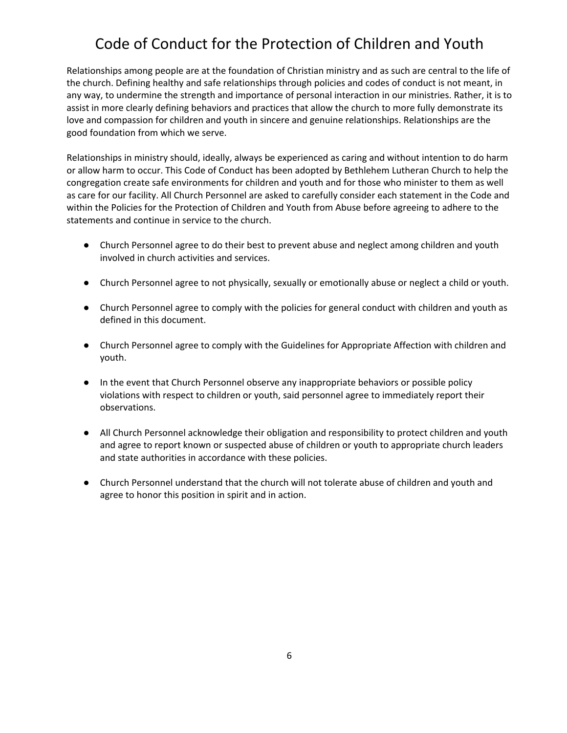# Code of Conduct for the Protection of Children and Youth

Relationships among people are at the foundation of Christian ministry and as such are central to the life of the church. Defining healthy and safe relationships through policies and codes of conduct is not meant, in any way, to undermine the strength and importance of personal interaction in our ministries. Rather, it is to assist in more clearly defining behaviors and practices that allow the church to more fully demonstrate its love and compassion for children and youth in sincere and genuine relationships. Relationships are the good foundation from which we serve.

Relationships in ministry should, ideally, always be experienced as caring and without intention to do harm or allow harm to occur. This Code of Conduct has been adopted by Bethlehem Lutheran Church to help the congregation create safe environments for children and youth and for those who minister to them as well as care for our facility. All Church Personnel are asked to carefully consider each statement in the Code and within the Policies for the Protection of Children and Youth from Abuse before agreeing to adhere to the statements and continue in service to the church.

- Church Personnel agree to do their best to prevent abuse and neglect among children and youth involved in church activities and services.
- Church Personnel agree to not physically, sexually or emotionally abuse or neglect a child or youth.
- Church Personnel agree to comply with the policies for general conduct with children and youth as defined in this document.
- Church Personnel agree to comply with the Guidelines for Appropriate Affection with children and youth.
- In the event that Church Personnel observe any inappropriate behaviors or possible policy violations with respect to children or youth, said personnel agree to immediately report their observations.
- All Church Personnel acknowledge their obligation and responsibility to protect children and youth and agree to report known or suspected abuse of children or youth to appropriate church leaders and state authorities in accordance with these policies.
- Church Personnel understand that the church will not tolerate abuse of children and youth and agree to honor this position in spirit and in action.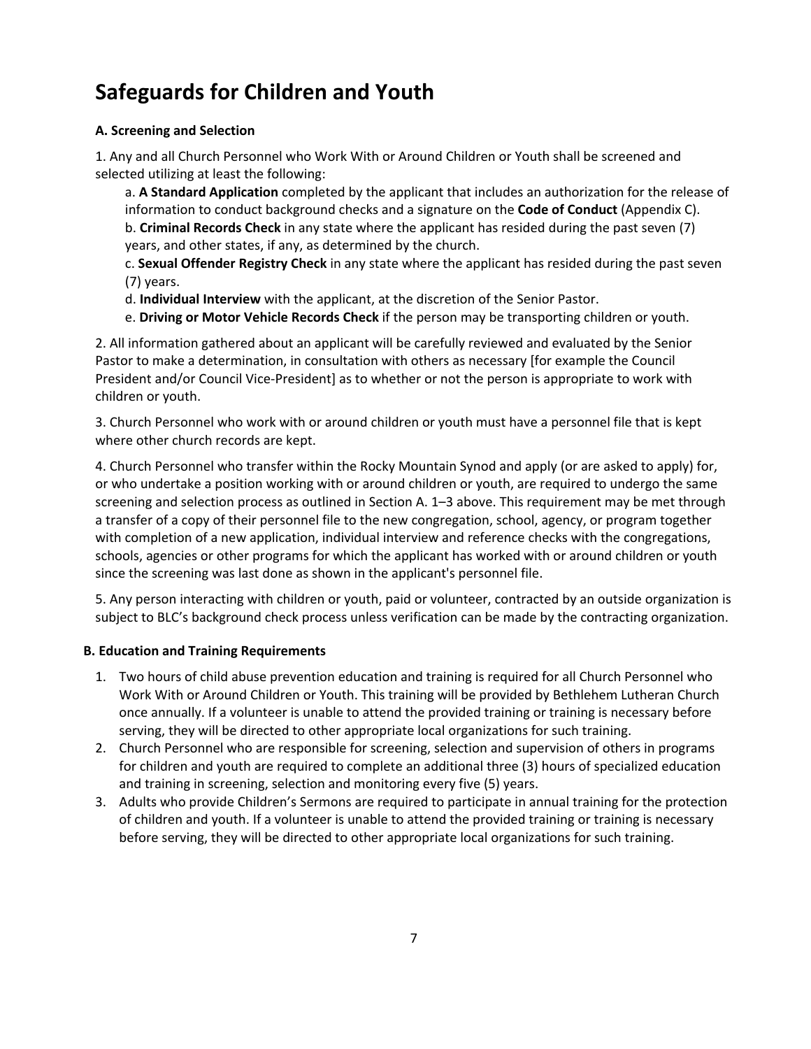# Safeguards for Children and Youth

### A. Screening and Selection

1. Any and all Church Personnel who Work With or Around Children or Youth shall be screened and selected utilizing at least the following:
   a. **A Standard Application** completed by the applicant that includes an authorization for the release of information to conduct background checks and a signature on the **Code of Conduct** (Appendix C).
   b. **Criminal Records Check** in any state where the applicant has resided during the past seven (7) years, and other states, if any, as determined by the church.
   c. **Sexual Offender Registry Check** in any state where the applicant has resided during the past seven (7) years.
   d. **Individual Interview** with the applicant, at the discretion of the Senior Pastor.
   e. **Driving or Motor Vehicle Records Check** if the person may be transporting children or youth.

2. All information gathered about an applicant will be carefully reviewed and evaluated by the Senior Pastor to make a determination, in consultation with others as necessary [for example the Council President and/or Council Vice-President] as to whether or not the person is appropriate to work with children or youth.

3. Church Personnel who work with or around children or youth must have a personnel file that is kept where other church records are kept.

4. Church Personnel who transfer within the Rocky Mountain Synod and apply (or are asked to apply) for, or who undertake a position working with or around children or youth, are required to undergo the same screening and selection process as outlined in Section A. 1–3 above. This requirement may be met through a transfer of a copy of their personnel file to the new congregation, school, agency, or program together with completion of a new application, individual interview and reference checks with the congregations, schools, agencies or other programs for which the applicant has worked with or around children or youth since the screening was last done as shown in the applicant's personnel file.

5. Any person interacting with children or youth, paid or volunteer, contracted by an outside organization is subject to BLC's background check process unless verification can be made by the contracting organization.

### B. Education and Training Requirements

1. Two hours of child abuse prevention education and training is required for all Church Personnel who Work With or Around Children or Youth. This training will be provided by Bethlehem Lutheran Church once annually. If a volunteer is unable to attend the provided training or training is necessary before serving, they will be directed to other appropriate local organizations for such training.
2. Church Personnel who are responsible for screening, selection and supervision of others in programs for children and youth are required to complete an additional three (3) hours of specialized education and training in screening, selection and monitoring every five (5) years.
3. Adults who provide Children's Sermons are required to participate in annual training for the protection of children and youth. If a volunteer is unable to attend the provided training or training is necessary before serving, they will be directed to other appropriate local organizations for such training.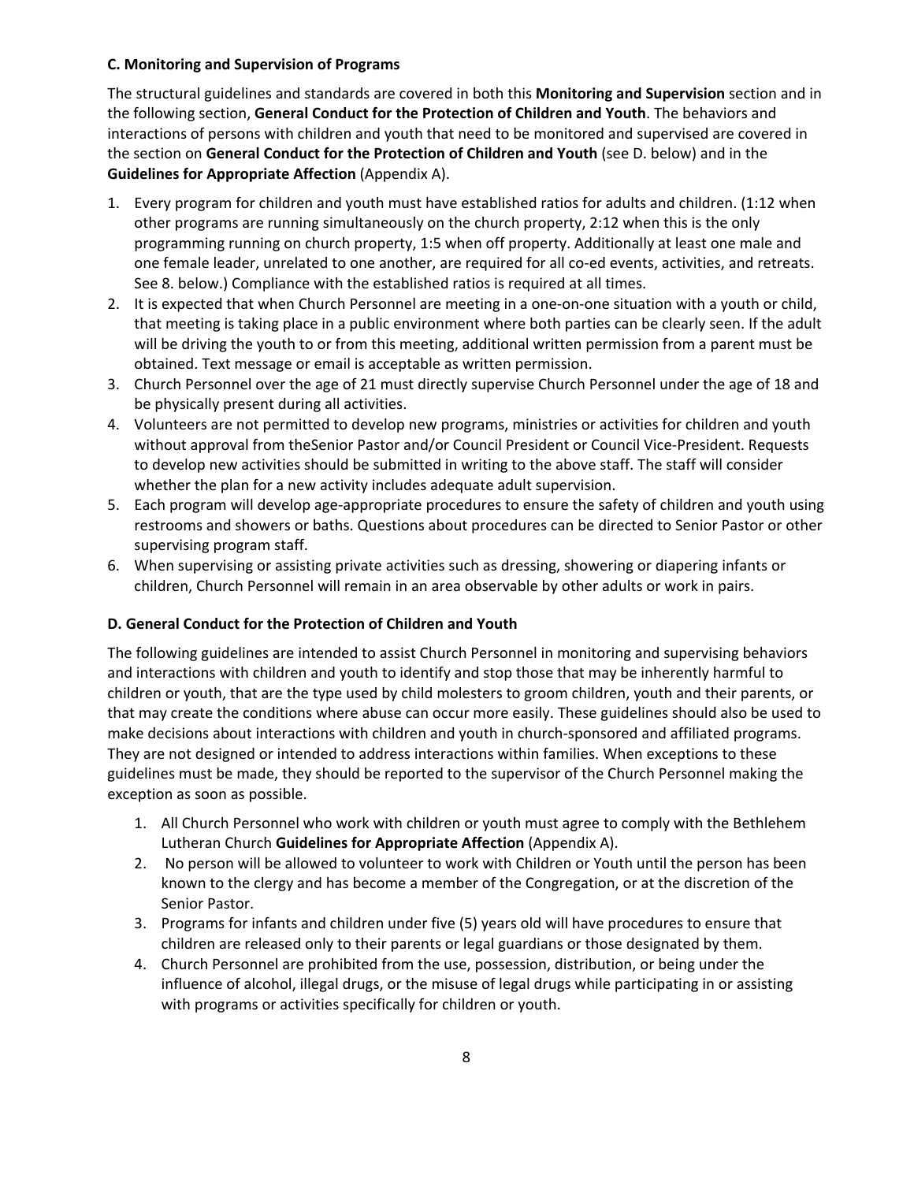**C. Monitoring and Supervision of Programs**

The structural guidelines and standards are covered in both this **Monitoring and Supervision** section and in the following section, **General Conduct for the Protection of Children and Youth**. The behaviors and interactions of persons with children and youth that need to be monitored and supervised are covered in the section on **General Conduct for the Protection of Children and Youth** (see D. below) and in the **Guidelines for Appropriate Affection** (Appendix A).

1. Every program for children and youth must have established ratios for adults and children. (1:12 when other programs are running simultaneously on the church property, 2:12 when this is the only programming running on church property, 1:5 when off property. Additionally at least one male and one female leader, unrelated to one another, are required for all co-ed events, activities, and retreats. See 8. below.) Compliance with the established ratios is required at all times.
2. It is expected that when Church Personnel are meeting in a one-on-one situation with a youth or child, that meeting is taking place in a public environment where both parties can be clearly seen. If the adult will be driving the youth to or from this meeting, additional written permission from a parent must be obtained. Text message or email is acceptable as written permission.
3. Church Personnel over the age of 21 must directly supervise Church Personnel under the age of 18 and be physically present during all activities.
4. Volunteers are not permitted to develop new programs, ministries or activities for children and youth without approval from theSenior Pastor and/or Council President or Council Vice-President. Requests to develop new activities should be submitted in writing to the above staff. The staff will consider whether the plan for a new activity includes adequate adult supervision.
5. Each program will develop age-appropriate procedures to ensure the safety of children and youth using restrooms and showers or baths. Questions about procedures can be directed to Senior Pastor or other supervising program staff.
6. When supervising or assisting private activities such as dressing, showering or diapering infants or children, Church Personnel will remain in an area observable by other adults or work in pairs.

**D. General Conduct for the Protection of Children and Youth**

The following guidelines are intended to assist Church Personnel in monitoring and supervising behaviors and interactions with children and youth to identify and stop those that may be inherently harmful to children or youth, that are the type used by child molesters to groom children, youth and their parents, or that may create the conditions where abuse can occur more easily. These guidelines should also be used to make decisions about interactions with children and youth in church-sponsored and affiliated programs. They are not designed or intended to address interactions within families. When exceptions to these guidelines must be made, they should be reported to the supervisor of the Church Personnel making the exception as soon as possible.

1. All Church Personnel who work with children or youth must agree to comply with the Bethlehem Lutheran Church **Guidelines for Appropriate Affection** (Appendix A).
2. No person will be allowed to volunteer to work with Children or Youth until the person has been known to the clergy and has become a member of the Congregation, or at the discretion of the Senior Pastor.
3. Programs for infants and children under five (5) years old will have procedures to ensure that children are released only to their parents or legal guardians or those designated by them.
4. Church Personnel are prohibited from the use, possession, distribution, or being under the influence of alcohol, illegal drugs, or the misuse of legal drugs while participating in or assisting with programs or activities specifically for children or youth.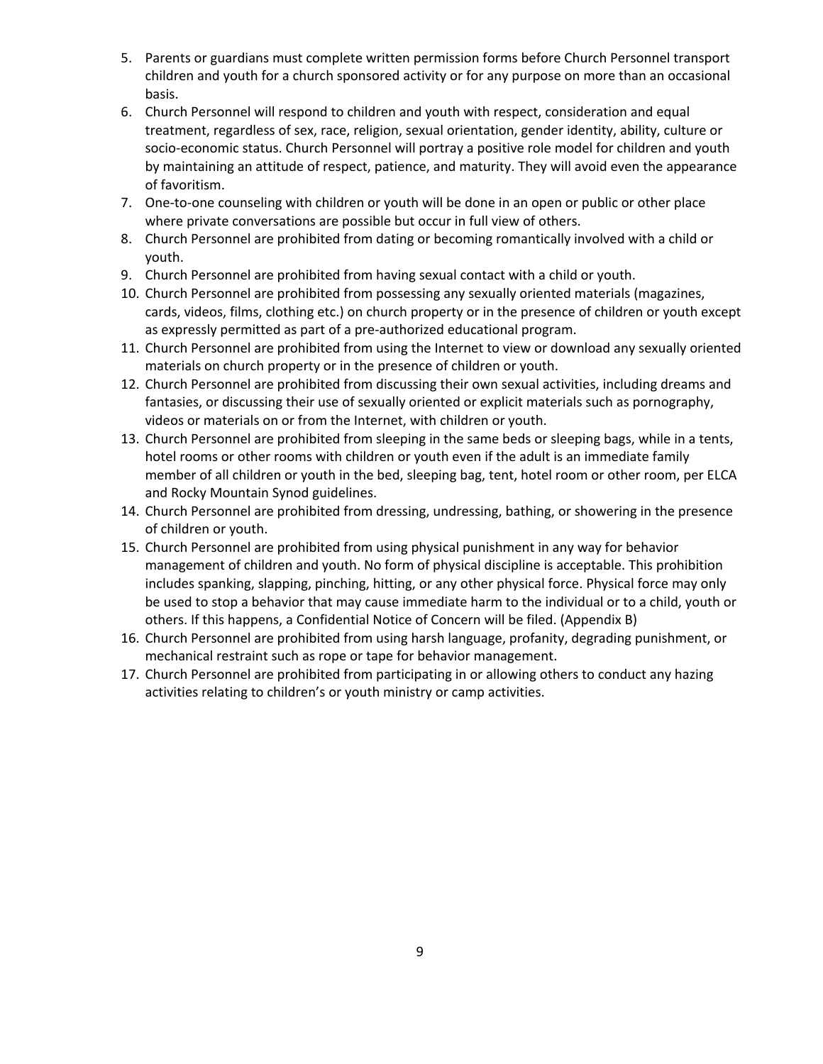5. Parents or guardians must complete written permission forms before Church Personnel transport children and youth for a church sponsored activity or for any purpose on more than an occasional basis.
6. Church Personnel will respond to children and youth with respect, consideration and equal treatment, regardless of sex, race, religion, sexual orientation, gender identity, ability, culture or socio-economic status. Church Personnel will portray a positive role model for children and youth by maintaining an attitude of respect, patience, and maturity. They will avoid even the appearance of favoritism.
7. One-to-one counseling with children or youth will be done in an open or public or other place where private conversations are possible but occur in full view of others.
8. Church Personnel are prohibited from dating or becoming romantically involved with a child or youth.
9. Church Personnel are prohibited from having sexual contact with a child or youth.
10. Church Personnel are prohibited from possessing any sexually oriented materials (magazines, cards, videos, films, clothing etc.) on church property or in the presence of children or youth except as expressly permitted as part of a pre-authorized educational program.
11. Church Personnel are prohibited from using the Internet to view or download any sexually oriented materials on church property or in the presence of children or youth.
12. Church Personnel are prohibited from discussing their own sexual activities, including dreams and fantasies, or discussing their use of sexually oriented or explicit materials such as pornography, videos or materials on or from the Internet, with children or youth.
13. Church Personnel are prohibited from sleeping in the same beds or sleeping bags, while in a tents, hotel rooms or other rooms with children or youth even if the adult is an immediate family member of all children or youth in the bed, sleeping bag, tent, hotel room or other room, per ELCA and Rocky Mountain Synod guidelines.
14. Church Personnel are prohibited from dressing, undressing, bathing, or showering in the presence of children or youth.
15. Church Personnel are prohibited from using physical punishment in any way for behavior management of children and youth. No form of physical discipline is acceptable. This prohibition includes spanking, slapping, pinching, hitting, or any other physical force. Physical force may only be used to stop a behavior that may cause immediate harm to the individual or to a child, youth or others. If this happens, a Confidential Notice of Concern will be filed. (Appendix B)
16. Church Personnel are prohibited from using harsh language, profanity, degrading punishment, or mechanical restraint such as rope or tape for behavior management.
17. Church Personnel are prohibited from participating in or allowing others to conduct any hazing activities relating to children's or youth ministry or camp activities.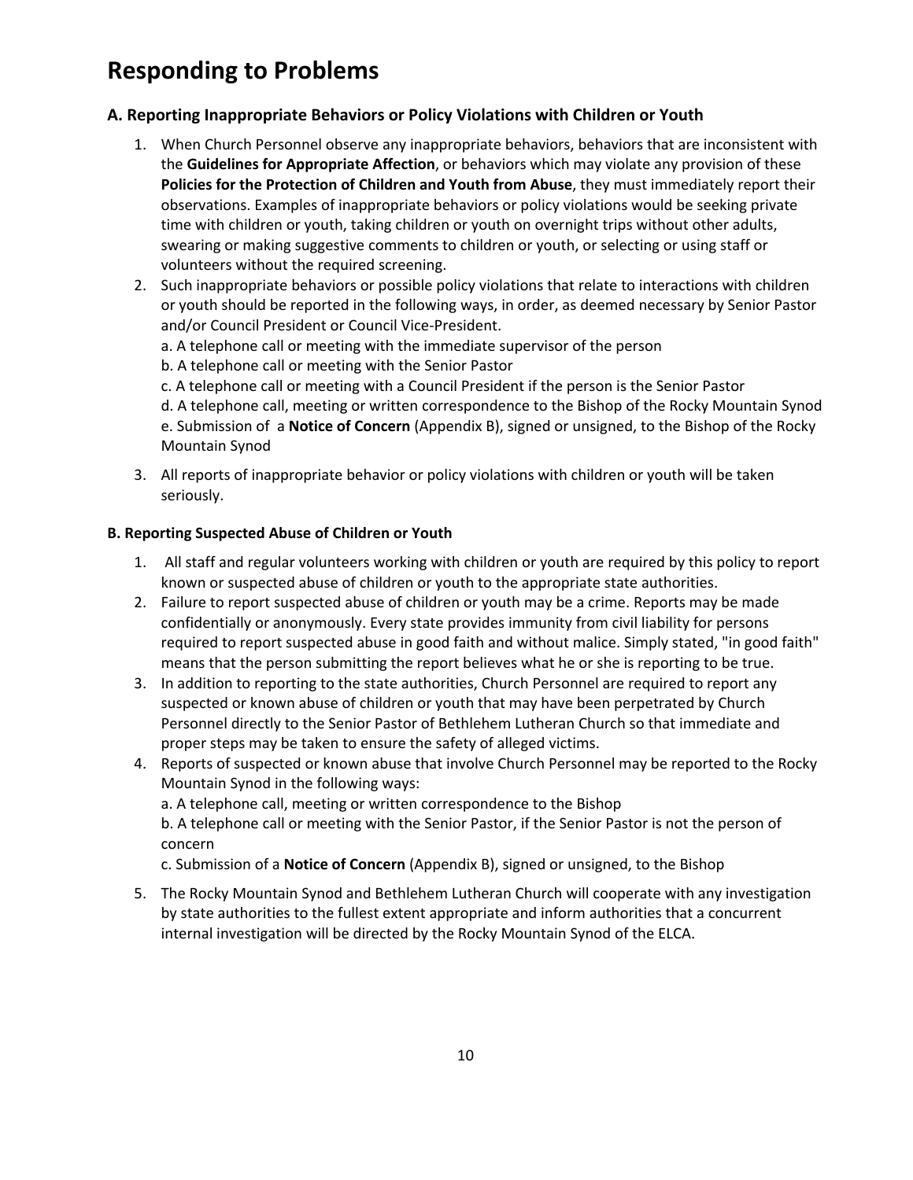# Responding to Problems

### A. Reporting Inappropriate Behaviors or Policy Violations with Children or Youth

1. When Church Personnel observe any inappropriate behaviors, behaviors that are inconsistent with the **Guidelines for Appropriate Affection**, or behaviors which may violate any provision of these **Policies for the Protection of Children and Youth from Abuse**, they must immediately report their observations. Examples of inappropriate behaviors or policy violations would be seeking private time with children or youth, taking children or youth on overnight trips without other adults, swearing or making suggestive comments to children or youth, or selecting or using staff or volunteers without the required screening.
2. Such inappropriate behaviors or possible policy violations that relate to interactions with children or youth should be reported in the following ways, in order, as deemed necessary by Senior Pastor and/or Council President or Council Vice-President.
   a. A telephone call or meeting with the immediate supervisor of the person
   b. A telephone call or meeting with the Senior Pastor
   c. A telephone call or meeting with a Council President if the person is the Senior Pastor
   d. A telephone call, meeting or written correspondence to the Bishop of the Rocky Mountain Synod
   e. Submission of a **Notice of Concern** (Appendix B), signed or unsigned, to the Bishop of the Rocky Mountain Synod
3. All reports of inappropriate behavior or policy violations with children or youth will be taken seriously.

#### B. Reporting Suspected Abuse of Children or Youth

1. All staff and regular volunteers working with children or youth are required by this policy to report known or suspected abuse of children or youth to the appropriate state authorities.
2. Failure to report suspected abuse of children or youth may be a crime. Reports may be made confidentially or anonymously. Every state provides immunity from civil liability for persons required to report suspected abuse in good faith and without malice. Simply stated, "in good faith" means that the person submitting the report believes what he or she is reporting to be true.
3. In addition to reporting to the state authorities, Church Personnel are required to report any suspected or known abuse of children or youth that may have been perpetrated by Church Personnel directly to the Senior Pastor of Bethlehem Lutheran Church so that immediate and proper steps may be taken to ensure the safety of alleged victims.
4. Reports of suspected or known abuse that involve Church Personnel may be reported to the Rocky Mountain Synod in the following ways:
   a. A telephone call, meeting or written correspondence to the Bishop
   b. A telephone call or meeting with the Senior Pastor, if the Senior Pastor is not the person of concern
   c. Submission of a **Notice of Concern** (Appendix B), signed or unsigned, to the Bishop
5. The Rocky Mountain Synod and Bethlehem Lutheran Church will cooperate with any investigation by state authorities to the fullest extent appropriate and inform authorities that a concurrent internal investigation will be directed by the Rocky Mountain Synod of the ELCA.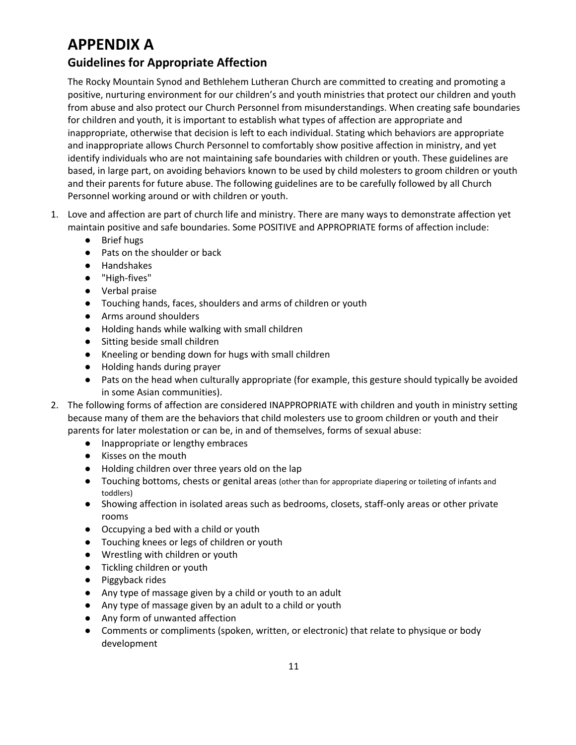# APPENDIX A

## Guidelines for Appropriate Affection

The Rocky Mountain Synod and Bethlehem Lutheran Church are committed to creating and promoting a positive, nurturing environment for our children's and youth ministries that protect our children and youth from abuse and also protect our Church Personnel from misunderstandings. When creating safe boundaries for children and youth, it is important to establish what types of affection are appropriate and inappropriate, otherwise that decision is left to each individual. Stating which behaviors are appropriate and inappropriate allows Church Personnel to comfortably show positive affection in ministry, and yet identify individuals who are not maintaining safe boundaries with children or youth. These guidelines are based, in large part, on avoiding behaviors known to be used by child molesters to groom children or youth and their parents for future abuse. The following guidelines are to be carefully followed by all Church Personnel working around or with children or youth.

1. Love and affection are part of church life and ministry. There are many ways to demonstrate affection yet maintain positive and safe boundaries. Some POSITIVE and APPROPRIATE forms of affection include:
   - Brief hugs
   - Pats on the shoulder or back
   - Handshakes
   - "High-fives"
   - Verbal praise
   - Touching hands, faces, shoulders and arms of children or youth
   - Arms around shoulders
   - Holding hands while walking with small children
   - Sitting beside small children
   - Kneeling or bending down for hugs with small children
   - Holding hands during prayer
   - Pats on the head when culturally appropriate (for example, this gesture should typically be avoided in some Asian communities).
2. The following forms of affection are considered INAPPROPRIATE with children and youth in ministry setting because many of them are the behaviors that child molesters use to groom children or youth and their parents for later molestation or can be, in and of themselves, forms of sexual abuse:
   - Inappropriate or lengthy embraces
   - Kisses on the mouth
   - Holding children over three years old on the lap
   - Touching bottoms, chests or genital areas (other than for appropriate diapering or toileting of infants and toddlers)
   - Showing affection in isolated areas such as bedrooms, closets, staff-only areas or other private rooms
   - Occupying a bed with a child or youth
   - Touching knees or legs of children or youth
   - Wrestling with children or youth
   - Tickling children or youth
   - Piggyback rides
   - Any type of massage given by a child or youth to an adult
   - Any type of massage given by an adult to a child or youth
   - Any form of unwanted affection
   - Comments or compliments (spoken, written, or electronic) that relate to physique or body development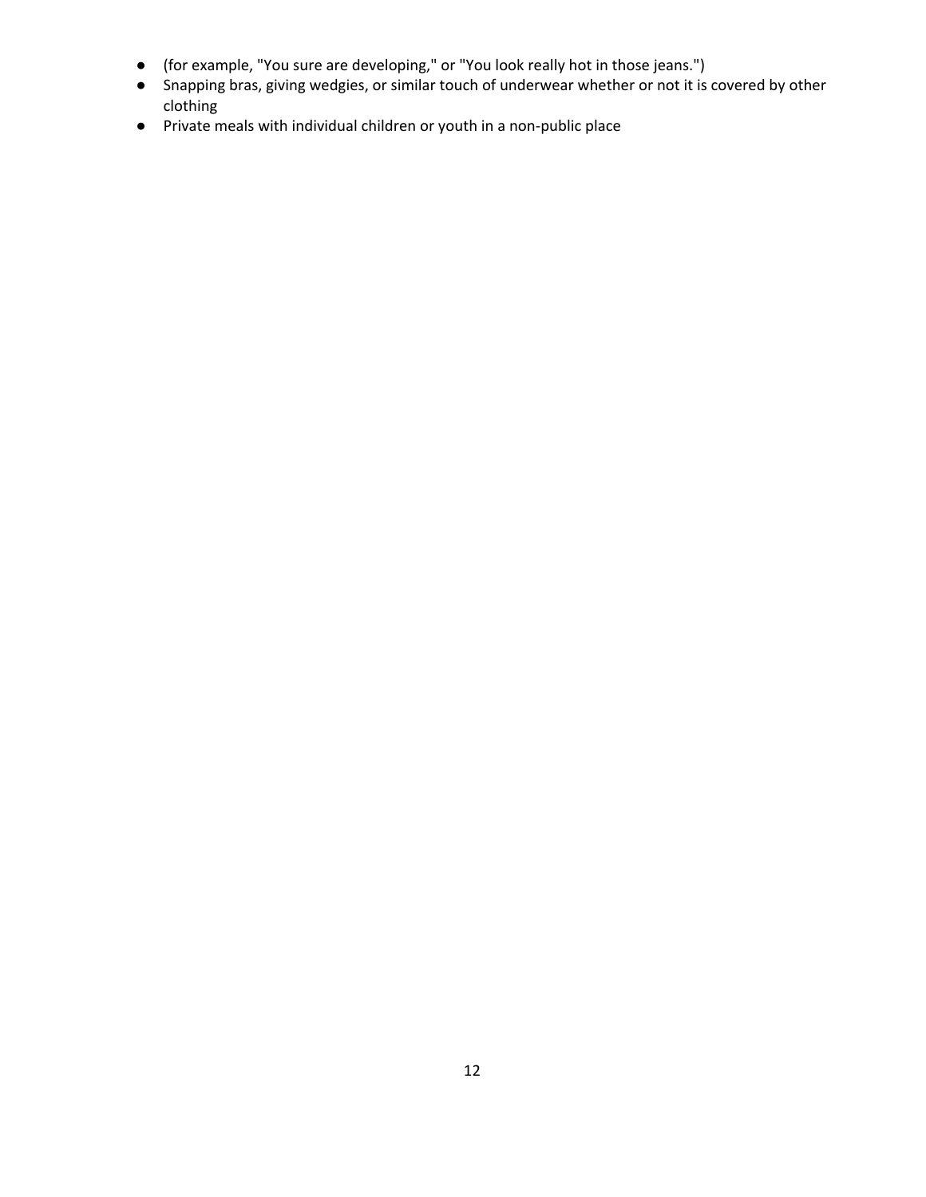- (for example, "You sure are developing," or "You look really hot in those jeans.")
- Snapping bras, giving wedgies, or similar touch of underwear whether or not it is covered by other clothing
- Private meals with individual children or youth in a non-public place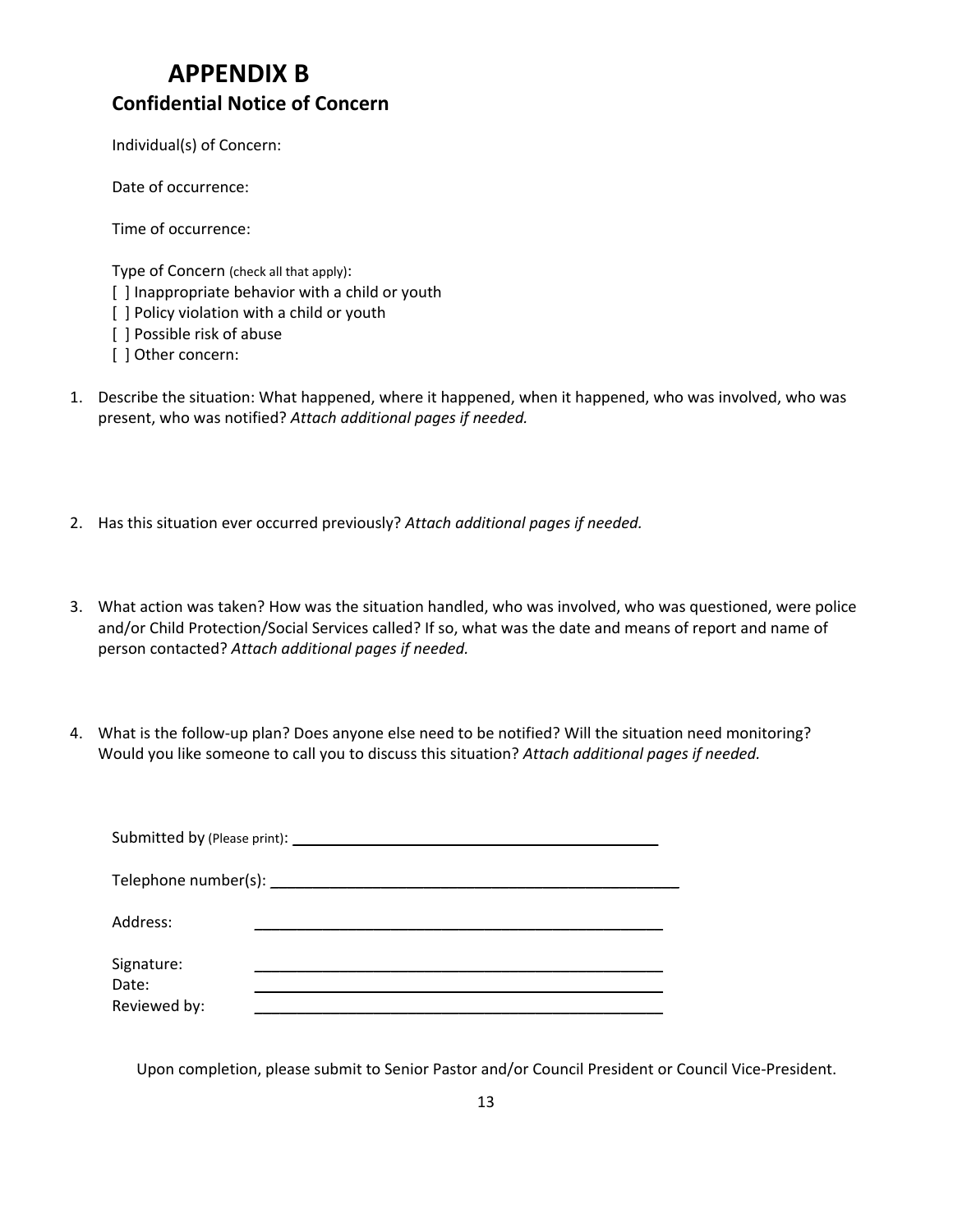# APPENDIX B

## Confidential Notice of Concern

Individual(s) of Concern:

Date of occurrence:

Time of occurrence:

Type of Concern (check all that apply):

[ ] Inappropriate behavior with a child or youth

[ ] Policy violation with a child or youth

[ ] Possible risk of abuse

[ ] Other concern:

1. Describe the situation: What happened, where it happened, when it happened, who was involved, who was present, who was notified? *Attach additional pages if needed.*

2. Has this situation ever occurred previously? *Attach additional pages if needed.*

3. What action was taken? How was the situation handled, who was involved, who was questioned, were police and/or Child Protection/Social Services called? If so, what was the date and means of report and name of person contacted? *Attach additional pages if needed.*

4. What is the follow-up plan? Does anyone else need to be notified? Will the situation need monitoring? Would you like someone to call you to discuss this situation? *Attach additional pages if needed.*

Submitted by (Please print): ___________________________________________

Telephone number(s): ________________________________________________

Address: ________________________________________________

Signature: ________________________________________________

Date: ________________________________________________

Reviewed by: ________________________________________________

Upon completion, please submit to Senior Pastor and/or Council President or Council Vice-President.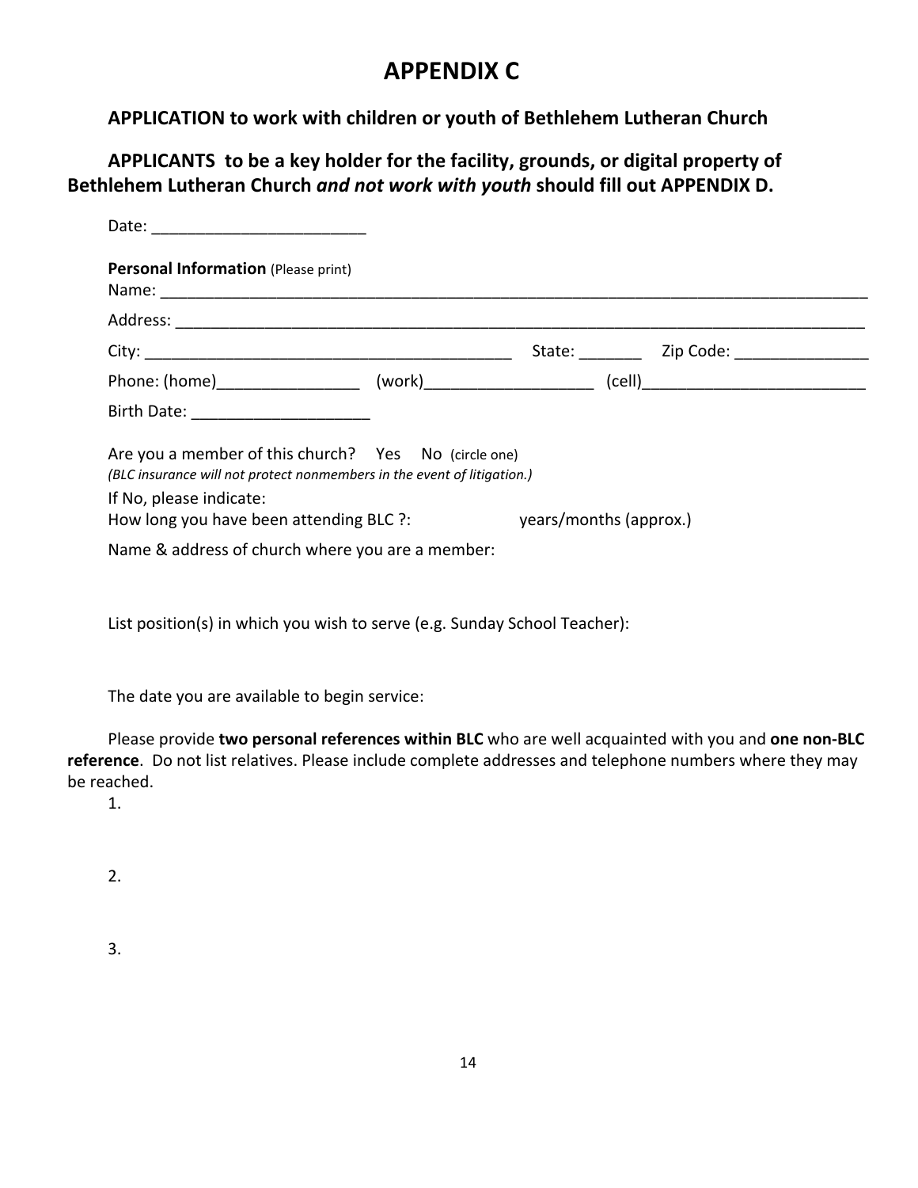# APPENDIX C

**APPLICATION to work with children or youth of Bethlehem Lutheran Church**

**APPLICANTS to be a key holder for the facility, grounds, or digital property of Bethlehem Lutheran Church *and not work with youth* should fill out APPENDIX D.**

Date: ________________________

**Personal Information** (Please print)

Name: ________________________________________________________________________________

Address: ______________________________________________________________________________

City: __________________________________________ State: _______ Zip Code: _______________

Phone: (home)________________ (work)___________________ (cell)_________________________

Birth Date: ____________________

Are you a member of this church? Yes No (circle one)
*(BLC insurance will not protect nonmembers in the event of litigation.)*

If No, please indicate:
How long you have been attending BLC ?: years/months (approx.)

Name & address of church where you are a member:

List position(s) in which you wish to serve (e.g. Sunday School Teacher):

The date you are available to begin service:

Please provide **two personal references within BLC** who are well acquainted with you and **one non-BLC reference**. Do not list relatives. Please include complete addresses and telephone numbers where they may be reached.

1.

2.

3.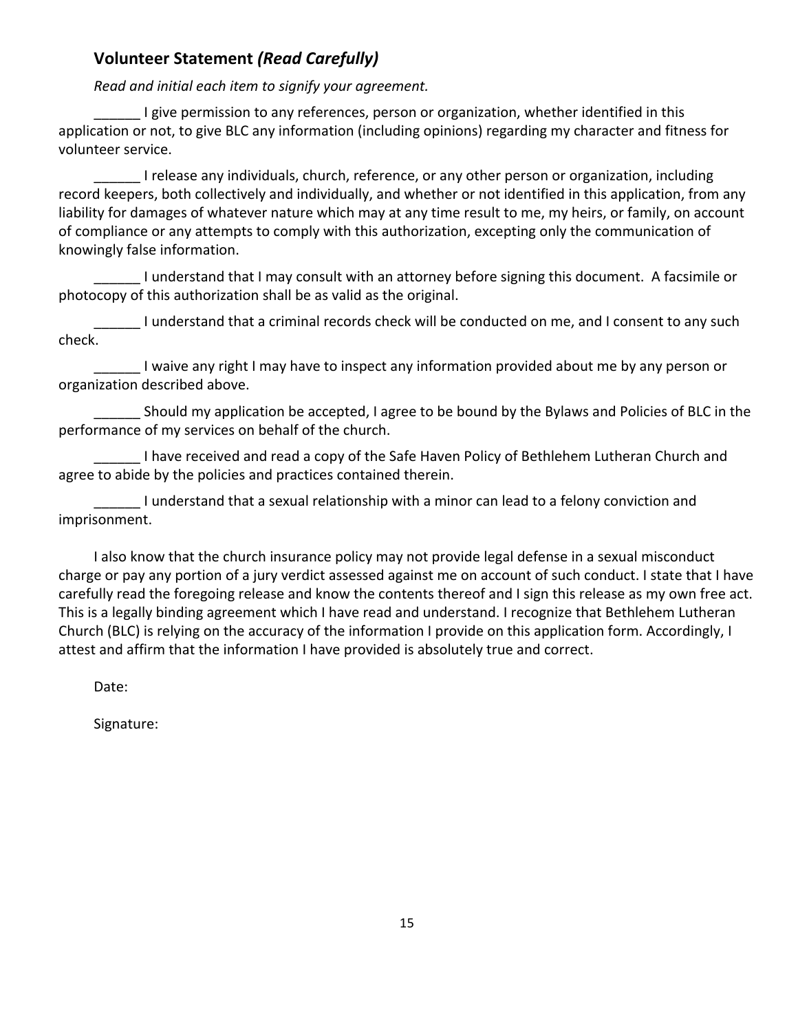### Volunteer Statement *(Read Carefully)*

*Read and initial each item to signify your agreement.*

______ I give permission to any references, person or organization, whether identified in this application or not, to give BLC any information (including opinions) regarding my character and fitness for volunteer service.

______ I release any individuals, church, reference, or any other person or organization, including record keepers, both collectively and individually, and whether or not identified in this application, from any liability for damages of whatever nature which may at any time result to me, my heirs, or family, on account of compliance or any attempts to comply with this authorization, excepting only the communication of knowingly false information.

______ I understand that I may consult with an attorney before signing this document. A facsimile or photocopy of this authorization shall be as valid as the original.

______ I understand that a criminal records check will be conducted on me, and I consent to any such check.

______ I waive any right I may have to inspect any information provided about me by any person or organization described above.

______ Should my application be accepted, I agree to be bound by the Bylaws and Policies of BLC in the performance of my services on behalf of the church.

______ I have received and read a copy of the Safe Haven Policy of Bethlehem Lutheran Church and agree to abide by the policies and practices contained therein.

______ I understand that a sexual relationship with a minor can lead to a felony conviction and imprisonment.

I also know that the church insurance policy may not provide legal defense in a sexual misconduct charge or pay any portion of a jury verdict assessed against me on account of such conduct. I state that I have carefully read the foregoing release and know the contents thereof and I sign this release as my own free act. This is a legally binding agreement which I have read and understand. I recognize that Bethlehem Lutheran Church (BLC) is relying on the accuracy of the information I provide on this application form. Accordingly, I attest and affirm that the information I have provided is absolutely true and correct.

Date:

Signature: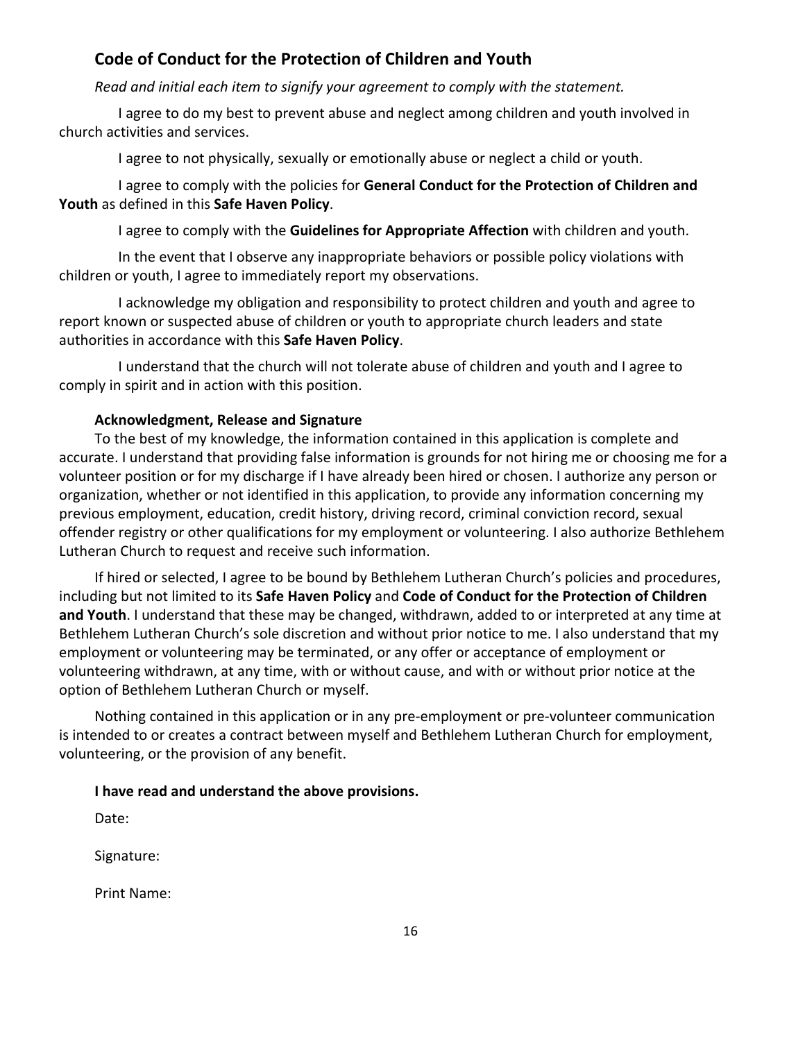## Code of Conduct for the Protection of Children and Youth

*Read and initial each item to signify your agreement to comply with the statement.*

I agree to do my best to prevent abuse and neglect among children and youth involved in church activities and services.

I agree to not physically, sexually or emotionally abuse or neglect a child or youth.

I agree to comply with the policies for **General Conduct for the Protection of Children and Youth** as defined in this **Safe Haven Policy**.

I agree to comply with the **Guidelines for Appropriate Affection** with children and youth.

In the event that I observe any inappropriate behaviors or possible policy violations with children or youth, I agree to immediately report my observations.

I acknowledge my obligation and responsibility to protect children and youth and agree to report known or suspected abuse of children or youth to appropriate church leaders and state authorities in accordance with this **Safe Haven Policy**.

I understand that the church will not tolerate abuse of children and youth and I agree to comply in spirit and in action with this position.

### Acknowledgment, Release and Signature

To the best of my knowledge, the information contained in this application is complete and accurate. I understand that providing false information is grounds for not hiring me or choosing me for a volunteer position or for my discharge if I have already been hired or chosen. I authorize any person or organization, whether or not identified in this application, to provide any information concerning my previous employment, education, credit history, driving record, criminal conviction record, sexual offender registry or other qualifications for my employment or volunteering. I also authorize Bethlehem Lutheran Church to request and receive such information.

If hired or selected, I agree to be bound by Bethlehem Lutheran Church's policies and procedures, including but not limited to its **Safe Haven Policy** and **Code of Conduct for the Protection of Children and Youth**. I understand that these may be changed, withdrawn, added to or interpreted at any time at Bethlehem Lutheran Church's sole discretion and without prior notice to me. I also understand that my employment or volunteering may be terminated, or any offer or acceptance of employment or volunteering withdrawn, at any time, with or without cause, and with or without prior notice at the option of Bethlehem Lutheran Church or myself.

Nothing contained in this application or in any pre-employment or pre-volunteer communication is intended to or creates a contract between myself and Bethlehem Lutheran Church for employment, volunteering, or the provision of any benefit.

**I have read and understand the above provisions.**

Date:

Signature:

Print Name: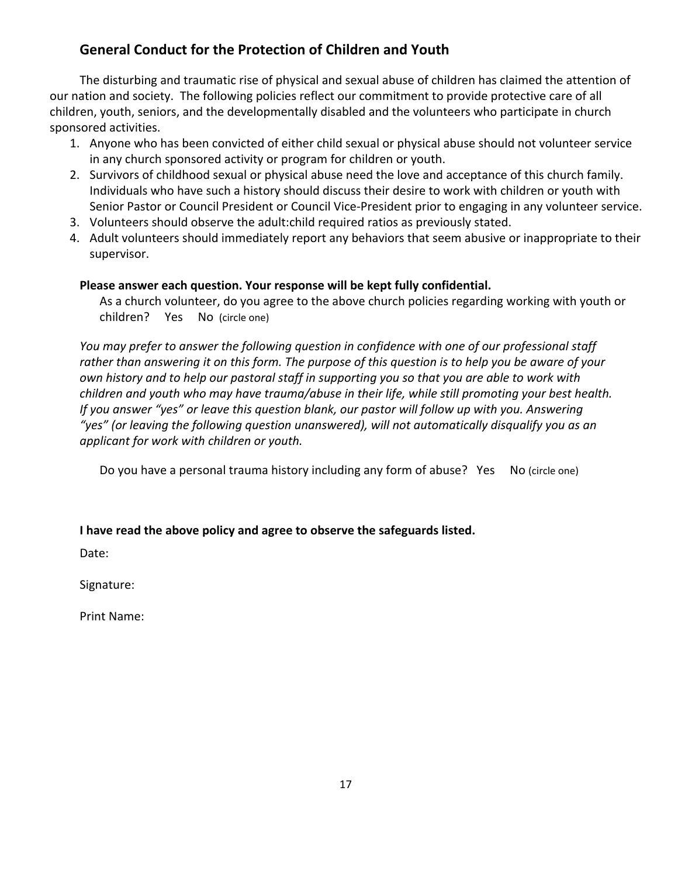## General Conduct for the Protection of Children and Youth

The disturbing and traumatic rise of physical and sexual abuse of children has claimed the attention of our nation and society. The following policies reflect our commitment to provide protective care of all children, youth, seniors, and the developmentally disabled and the volunteers who participate in church sponsored activities.

1. Anyone who has been convicted of either child sexual or physical abuse should not volunteer service in any church sponsored activity or program for children or youth.
2. Survivors of childhood sexual or physical abuse need the love and acceptance of this church family. Individuals who have such a history should discuss their desire to work with children or youth with Senior Pastor or Council President or Council Vice-President prior to engaging in any volunteer service.
3. Volunteers should observe the adult:child required ratios as previously stated.
4. Adult volunteers should immediately report any behaviors that seem abusive or inappropriate to their supervisor.

**Please answer each question. Your response will be kept fully confidential.**

As a church volunteer, do you agree to the above church policies regarding working with youth or children? Yes No (circle one)

*You may prefer to answer the following question in confidence with one of our professional staff rather than answering it on this form. The purpose of this question is to help you be aware of your own history and to help our pastoral staff in supporting you so that you are able to work with children and youth who may have trauma/abuse in their life, while still promoting your best health. If you answer "yes" or leave this question blank, our pastor will follow up with you. Answering "yes" (or leaving the following question unanswered), will not automatically disqualify you as an applicant for work with children or youth.*

Do you have a personal trauma history including any form of abuse? Yes No (circle one)

**I have read the above policy and agree to observe the safeguards listed.**

Date:

Signature:

Print Name: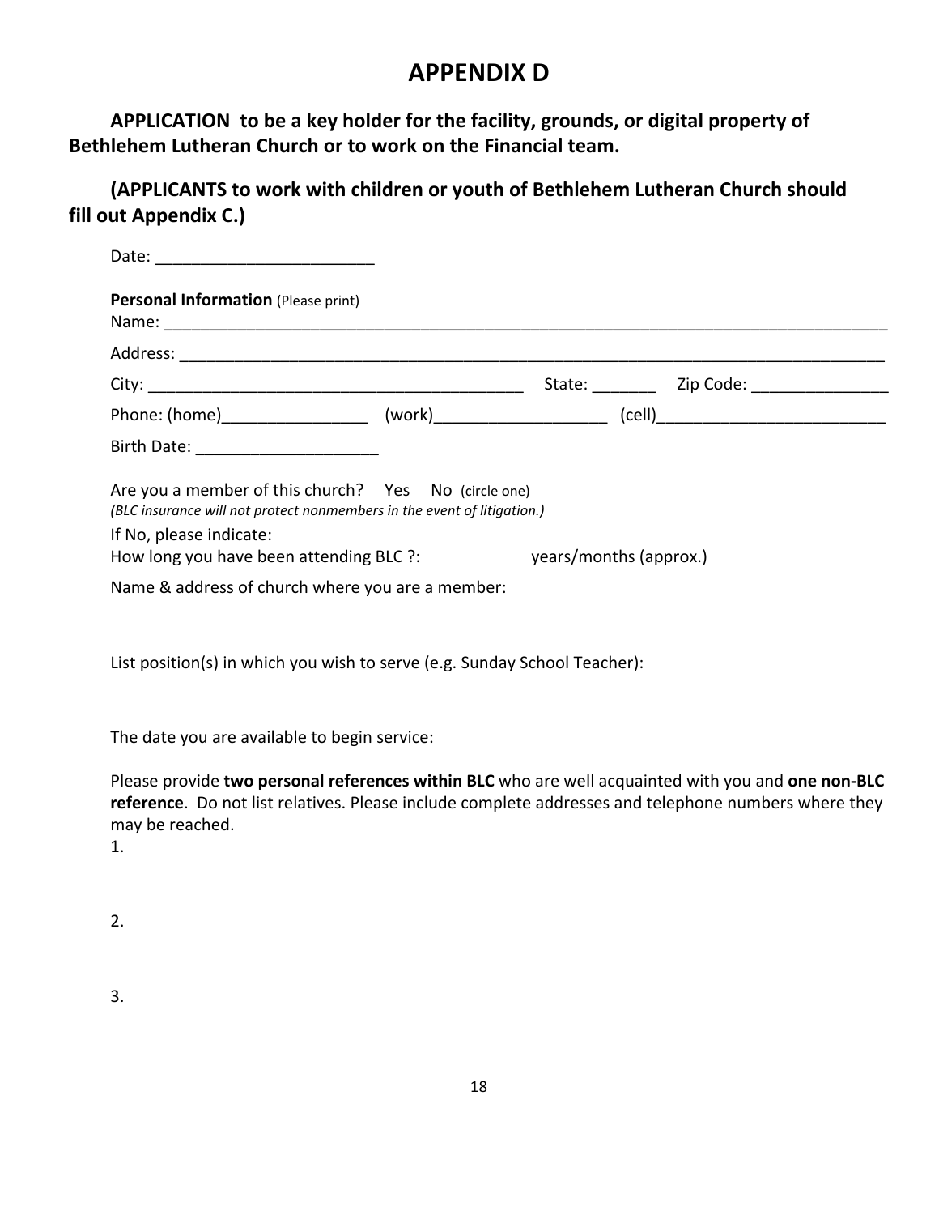# APPENDIX D

**APPLICATION to be a key holder for the facility, grounds, or digital property of Bethlehem Lutheran Church or to work on the Financial team.**

**(APPLICANTS to work with children or youth of Bethlehem Lutheran Church should fill out Appendix C.)**

Date: ________________________

**Personal Information** (Please print)

Name: ________________________________________________________________________________

Address: ______________________________________________________________________________

City: ________________________________________ State: _______ Zip Code: _______________

Phone: (home)________________ (work)__________________ (cell)_________________________

Birth Date: ____________________

Are you a member of this church? Yes No (circle one)

*(BLC insurance will not protect nonmembers in the event of litigation.)*

If No, please indicate:

How long you have been attending BLC ?: years/months (approx.)

Name & address of church where you are a member:

List position(s) in which you wish to serve (e.g. Sunday School Teacher):

The date you are available to begin service:

Please provide **two personal references within BLC** who are well acquainted with you and **one non-BLC reference**. Do not list relatives. Please include complete addresses and telephone numbers where they may be reached.

1.

2.

3.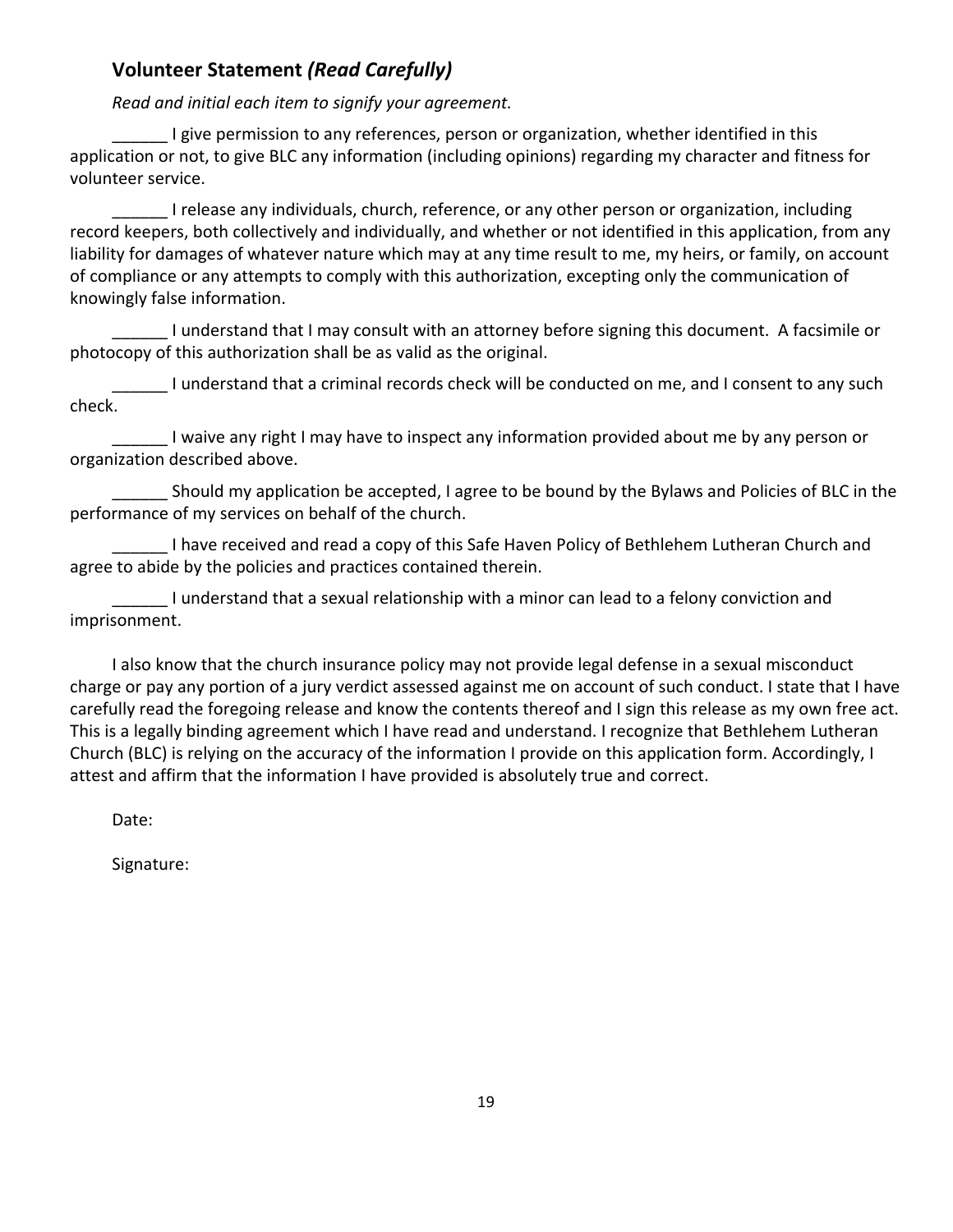## Volunteer Statement *(Read Carefully)*

*Read and initial each item to signify your agreement.*

______ I give permission to any references, person or organization, whether identified in this application or not, to give BLC any information (including opinions) regarding my character and fitness for volunteer service.

______ I release any individuals, church, reference, or any other person or organization, including record keepers, both collectively and individually, and whether or not identified in this application, from any liability for damages of whatever nature which may at any time result to me, my heirs, or family, on account of compliance or any attempts to comply with this authorization, excepting only the communication of knowingly false information.

______ I understand that I may consult with an attorney before signing this document. A facsimile or photocopy of this authorization shall be as valid as the original.

______ I understand that a criminal records check will be conducted on me, and I consent to any such check.

______ I waive any right I may have to inspect any information provided about me by any person or organization described above.

______ Should my application be accepted, I agree to be bound by the Bylaws and Policies of BLC in the performance of my services on behalf of the church.

______ I have received and read a copy of this Safe Haven Policy of Bethlehem Lutheran Church and agree to abide by the policies and practices contained therein.

______ I understand that a sexual relationship with a minor can lead to a felony conviction and imprisonment.

I also know that the church insurance policy may not provide legal defense in a sexual misconduct charge or pay any portion of a jury verdict assessed against me on account of such conduct. I state that I have carefully read the foregoing release and know the contents thereof and I sign this release as my own free act. This is a legally binding agreement which I have read and understand. I recognize that Bethlehem Lutheran Church (BLC) is relying on the accuracy of the information I provide on this application form. Accordingly, I attest and affirm that the information I have provided is absolutely true and correct.

Date:

Signature: